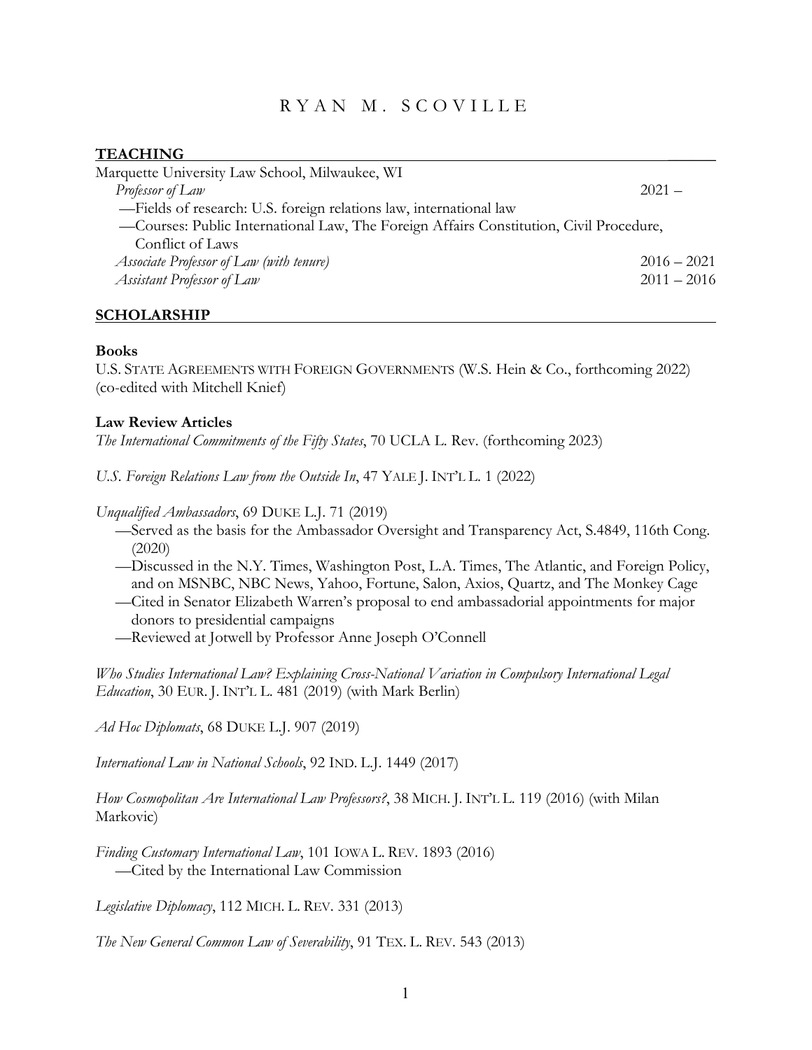# RYAN M. SCOVILLE

## TEACHING

Marquette University Law School, Milwaukee, WI

*Professor of Law* 2021 –

—Fields of research: U.S. foreign relations law, international law

—Courses: Public International Law, The Foreign Affairs Constitution, Civil Procedure, Conflict of Laws

*Associate Professor of Law (with tenure)* 2016 – 2021

*Assistant Professor of Law* 2011 – 2016

## SCHOLARSHIP

### Books

U.S. STATE AGREEMENTS WITH FOREIGN GOVERNMENTS (W.S. Hein & Co., forthcoming 2022) (co-edited with Mitchell Knief)

### Law Review Articles

*The International Commitments of the Fifty States*, 70 UCLA L. Rev. (forthcoming 2023)

*U.S. Foreign Relations Law from the Outside In*, 47 YALE J. INT'L L. 1 (2022)

*Unqualified Ambassadors*, 69 DUKE L.J. 71 (2019)

—Served as the basis for the Ambassador Oversight and Transparency Act, S.4849, 116th Cong. (2020)

—Discussed in the N.Y. Times, Washington Post, L.A. Times, The Atlantic, and Foreign Policy, and on MSNBC, NBC News, Yahoo, Fortune, Salon, Axios, Quartz, and The Monkey Cage

—Cited in Senator Elizabeth Warren's proposal to end ambassadorial appointments for major donors to presidential campaigns

—Reviewed at Jotwell by Professor Anne Joseph O'Connell

*Who Studies International Law? Explaining Cross-National Variation in Compulsory International Legal Education*, 30 EUR. J. INT'L L. 481 (2019) (with Mark Berlin)

*Ad Hoc Diplomats*, 68 DUKE L.J. 907 (2019)

*International Law in National Schools*, 92 IND. L.J. 1449 (2017)

*How Cosmopolitan Are International Law Professors?*, 38 MICH. J. INT'L L. 119 (2016) (with Milan Markovic)

*Finding Customary International Law*, 101 IOWA L. REV. 1893 (2016)

—Cited by the International Law Commission

*Legislative Diplomacy*, 112 MICH. L. REV. 331 (2013)

*The New General Common Law of Severability*, 91 TEX. L. REV. 543 (2013)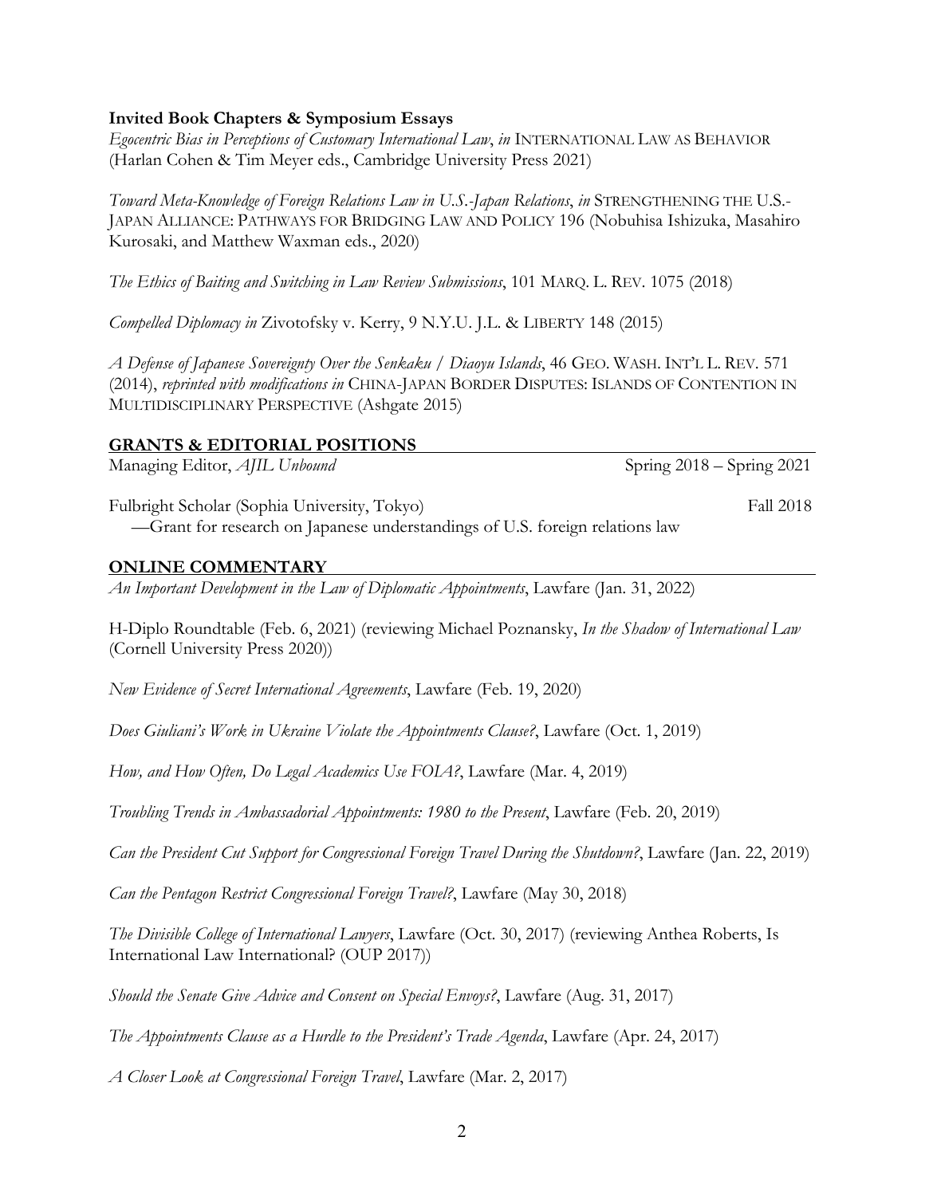**Invited Book Chapters & Symposium Essays**

*Egocentric Bias in Perceptions of Customary International Law*, *in* INTERNATIONAL LAW AS BEHAVIOR (Harlan Cohen & Tim Meyer eds., Cambridge University Press 2021)

*Toward Meta-Knowledge of Foreign Relations Law in U.S.-Japan Relations*, *in* STRENGTHENING THE U.S.-JAPAN ALLIANCE: PATHWAYS FOR BRIDGING LAW AND POLICY 196 (Nobuhisa Ishizuka, Masahiro Kurosaki, and Matthew Waxman eds., 2020)

*The Ethics of Baiting and Switching in Law Review Submissions*, 101 MARQ. L. REV. 1075 (2018)

*Compelled Diplomacy in* Zivotofsky v. Kerry, 9 N.Y.U. J.L. & LIBERTY 148 (2015)

*A Defense of Japanese Sovereignty Over the Senkaku / Diaoyu Islands*, 46 GEO. WASH. INT'L L. REV. 571 (2014), *reprinted with modifications in* CHINA-JAPAN BORDER DISPUTES: ISLANDS OF CONTENTION IN MULTIDISCIPLINARY PERSPECTIVE (Ashgate 2015)

## GRANTS & EDITORIAL POSITIONS

Managing Editor, *AJIL Unbound* — Spring 2018 – Spring 2021

Fulbright Scholar (Sophia University, Tokyo) — Fall 2018
—Grant for research on Japanese understandings of U.S. foreign relations law

## ONLINE COMMENTARY

*An Important Development in the Law of Diplomatic Appointments*, Lawfare (Jan. 31, 2022)

H-Diplo Roundtable (Feb. 6, 2021) (reviewing Michael Poznansky, *In the Shadow of International Law* (Cornell University Press 2020))

*New Evidence of Secret International Agreements*, Lawfare (Feb. 19, 2020)

*Does Giuliani's Work in Ukraine Violate the Appointments Clause?*, Lawfare (Oct. 1, 2019)

*How, and How Often, Do Legal Academics Use FOIA?*, Lawfare (Mar. 4, 2019)

*Troubling Trends in Ambassadorial Appointments: 1980 to the Present*, Lawfare (Feb. 20, 2019)

*Can the President Cut Support for Congressional Foreign Travel During the Shutdown?*, Lawfare (Jan. 22, 2019)

*Can the Pentagon Restrict Congressional Foreign Travel?*, Lawfare (May 30, 2018)

*The Divisible College of International Lawyers*, Lawfare (Oct. 30, 2017) (reviewing Anthea Roberts, Is International Law International? (OUP 2017))

*Should the Senate Give Advice and Consent on Special Envoys?*, Lawfare (Aug. 31, 2017)

*The Appointments Clause as a Hurdle to the President's Trade Agenda*, Lawfare (Apr. 24, 2017)

*A Closer Look at Congressional Foreign Travel*, Lawfare (Mar. 2, 2017)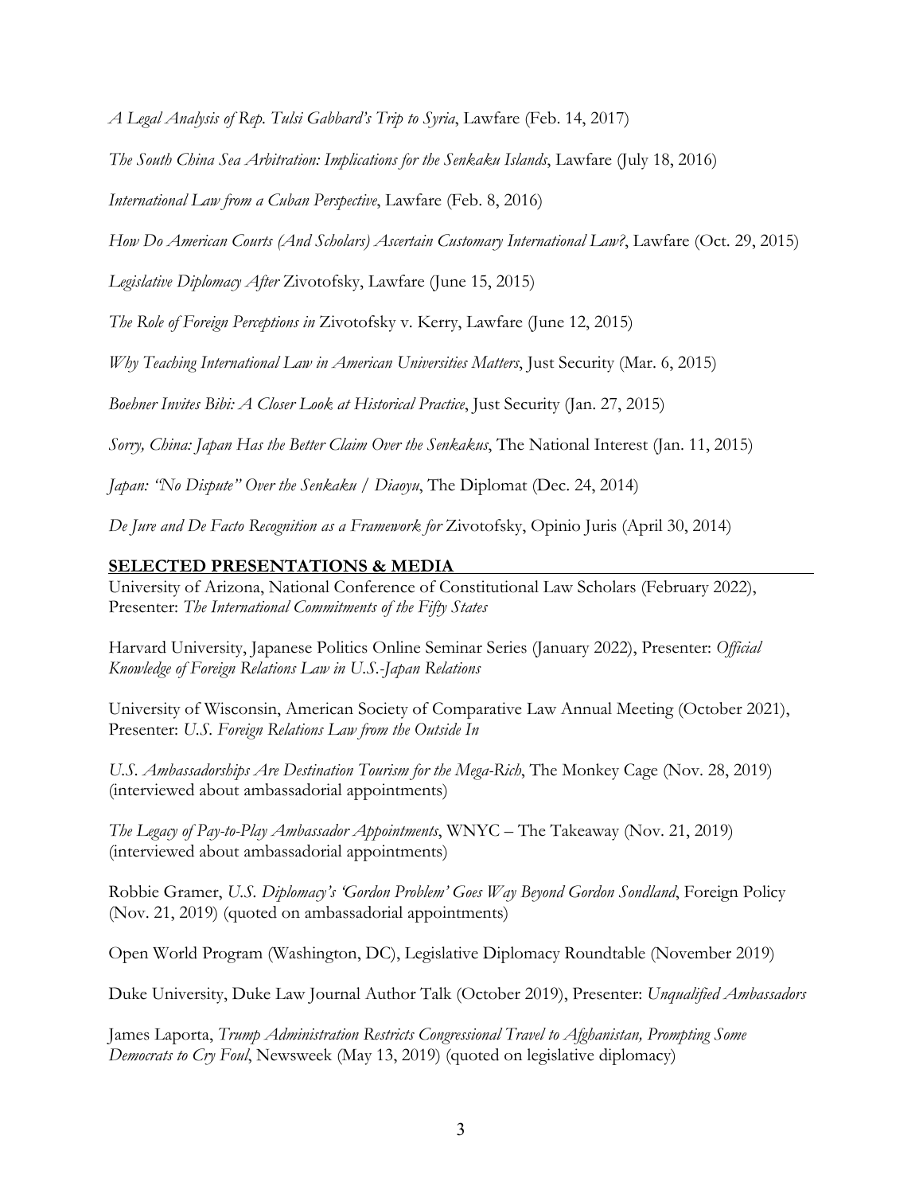*A Legal Analysis of Rep. Tulsi Gabbard's Trip to Syria*, Lawfare (Feb. 14, 2017)

*The South China Sea Arbitration: Implications for the Senkaku Islands*, Lawfare (July 18, 2016)

*International Law from a Cuban Perspective*, Lawfare (Feb. 8, 2016)

*How Do American Courts (And Scholars) Ascertain Customary International Law?*, Lawfare (Oct. 29, 2015)

*Legislative Diplomacy After* Zivotofsky, Lawfare (June 15, 2015)

*The Role of Foreign Perceptions in* Zivotofsky v. Kerry, Lawfare (June 12, 2015)

*Why Teaching International Law in American Universities Matters*, Just Security (Mar. 6, 2015)

*Boehner Invites Bibi: A Closer Look at Historical Practice*, Just Security (Jan. 27, 2015)

*Sorry, China: Japan Has the Better Claim Over the Senkakus*, The National Interest (Jan. 11, 2015)

*Japan: "No Dispute" Over the Senkaku / Diaoyu*, The Diplomat (Dec. 24, 2014)

*De Jure and De Facto Recognition as a Framework for* Zivotofsky, Opinio Juris (April 30, 2014)

## SELECTED PRESENTATIONS & MEDIA

University of Arizona, National Conference of Constitutional Law Scholars (February 2022), Presenter: *The International Commitments of the Fifty States*

Harvard University, Japanese Politics Online Seminar Series (January 2022), Presenter: *Official Knowledge of Foreign Relations Law in U.S.-Japan Relations*

University of Wisconsin, American Society of Comparative Law Annual Meeting (October 2021), Presenter: *U.S. Foreign Relations Law from the Outside In*

*U.S. Ambassadorships Are Destination Tourism for the Mega-Rich*, The Monkey Cage (Nov. 28, 2019) (interviewed about ambassadorial appointments)

*The Legacy of Pay-to-Play Ambassador Appointments*, WNYC – The Takeaway (Nov. 21, 2019) (interviewed about ambassadorial appointments)

Robbie Gramer, *U.S. Diplomacy's 'Gordon Problem' Goes Way Beyond Gordon Sondland*, Foreign Policy (Nov. 21, 2019) (quoted on ambassadorial appointments)

Open World Program (Washington, DC), Legislative Diplomacy Roundtable (November 2019)

Duke University, Duke Law Journal Author Talk (October 2019), Presenter: *Unqualified Ambassadors*

James Laporta, *Trump Administration Restricts Congressional Travel to Afghanistan, Prompting Some Democrats to Cry Foul*, Newsweek (May 13, 2019) (quoted on legislative diplomacy)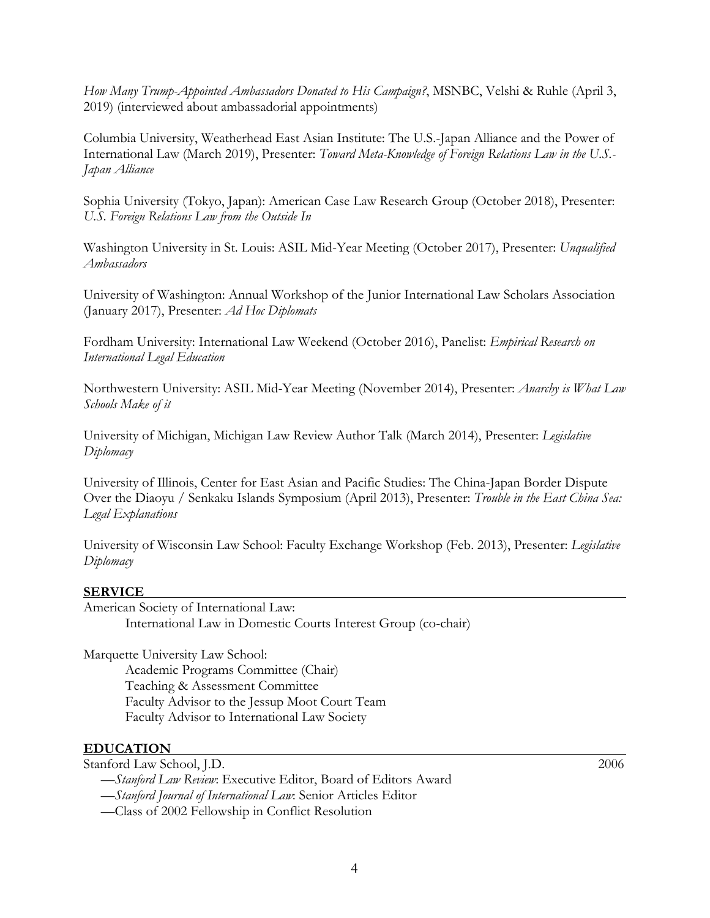*How Many Trump-Appointed Ambassadors Donated to His Campaign?*, MSNBC, Velshi & Ruhle (April 3, 2019) (interviewed about ambassadorial appointments)

Columbia University, Weatherhead East Asian Institute: The U.S.-Japan Alliance and the Power of International Law (March 2019), Presenter: *Toward Meta-Knowledge of Foreign Relations Law in the U.S.-Japan Alliance*

Sophia University (Tokyo, Japan): American Case Law Research Group (October 2018), Presenter: *U.S. Foreign Relations Law from the Outside In*

Washington University in St. Louis: ASIL Mid-Year Meeting (October 2017), Presenter: *Unqualified Ambassadors*

University of Washington: Annual Workshop of the Junior International Law Scholars Association (January 2017), Presenter: *Ad Hoc Diplomats*

Fordham University: International Law Weekend (October 2016), Panelist: *Empirical Research on International Legal Education*

Northwestern University: ASIL Mid-Year Meeting (November 2014), Presenter: *Anarchy is What Law Schools Make of it*

University of Michigan, Michigan Law Review Author Talk (March 2014), Presenter: *Legislative Diplomacy*

University of Illinois, Center for East Asian and Pacific Studies: The China-Japan Border Dispute Over the Diaoyu / Senkaku Islands Symposium (April 2013), Presenter: *Trouble in the East China Sea: Legal Explanations*

University of Wisconsin Law School: Faculty Exchange Workshop (Feb. 2013), Presenter: *Legislative Diplomacy*

## SERVICE

American Society of International Law:
- International Law in Domestic Courts Interest Group (co-chair)

Marquette University Law School:
- Academic Programs Committee (Chair)
- Teaching & Assessment Committee
- Faculty Advisor to the Jessup Moot Court Team
- Faculty Advisor to International Law Society

## EDUCATION

Stanford Law School, J.D. — 2006

—*Stanford Law Review*: Executive Editor, Board of Editors Award
—*Stanford Journal of International Law*: Senior Articles Editor
—Class of 2002 Fellowship in Conflict Resolution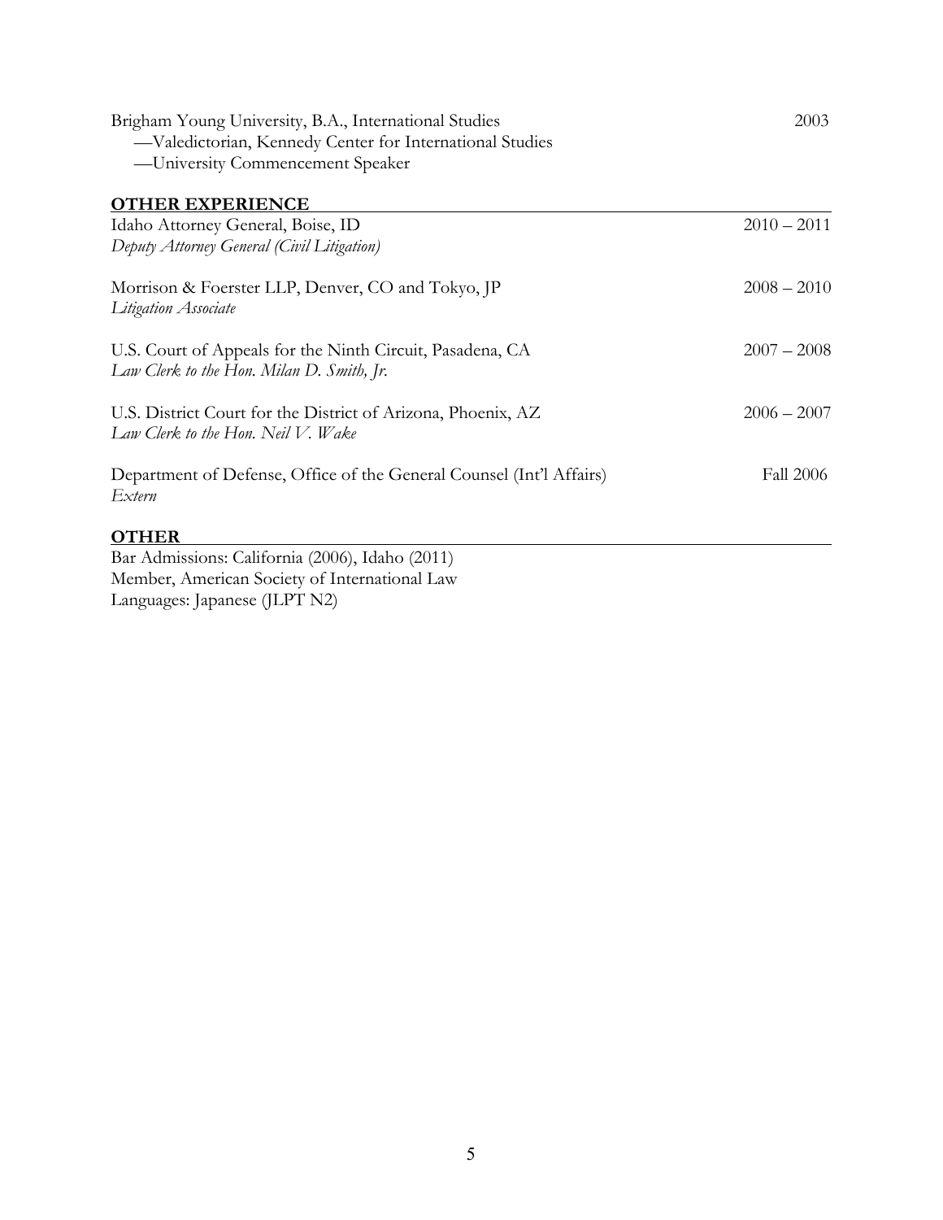Brigham Young University, B.A., International Studies 2003
—Valedictorian, Kennedy Center for International Studies
—University Commencement Speaker

## OTHER EXPERIENCE

Idaho Attorney General, Boise, ID 2010 – 2011
*Deputy Attorney General (Civil Litigation)*

Morrison & Foerster LLP, Denver, CO and Tokyo, JP 2008 – 2010
*Litigation Associate*

U.S. Court of Appeals for the Ninth Circuit, Pasadena, CA 2007 – 2008
*Law Clerk to the Hon. Milan D. Smith, Jr.*

U.S. District Court for the District of Arizona, Phoenix, AZ 2006 – 2007
*Law Clerk to the Hon. Neil V. Wake*

Department of Defense, Office of the General Counsel (Int'l Affairs) Fall 2006
*Extern*

## OTHER

Bar Admissions: California (2006), Idaho (2011)
Member, American Society of International Law
Languages: Japanese (JLPT N2)